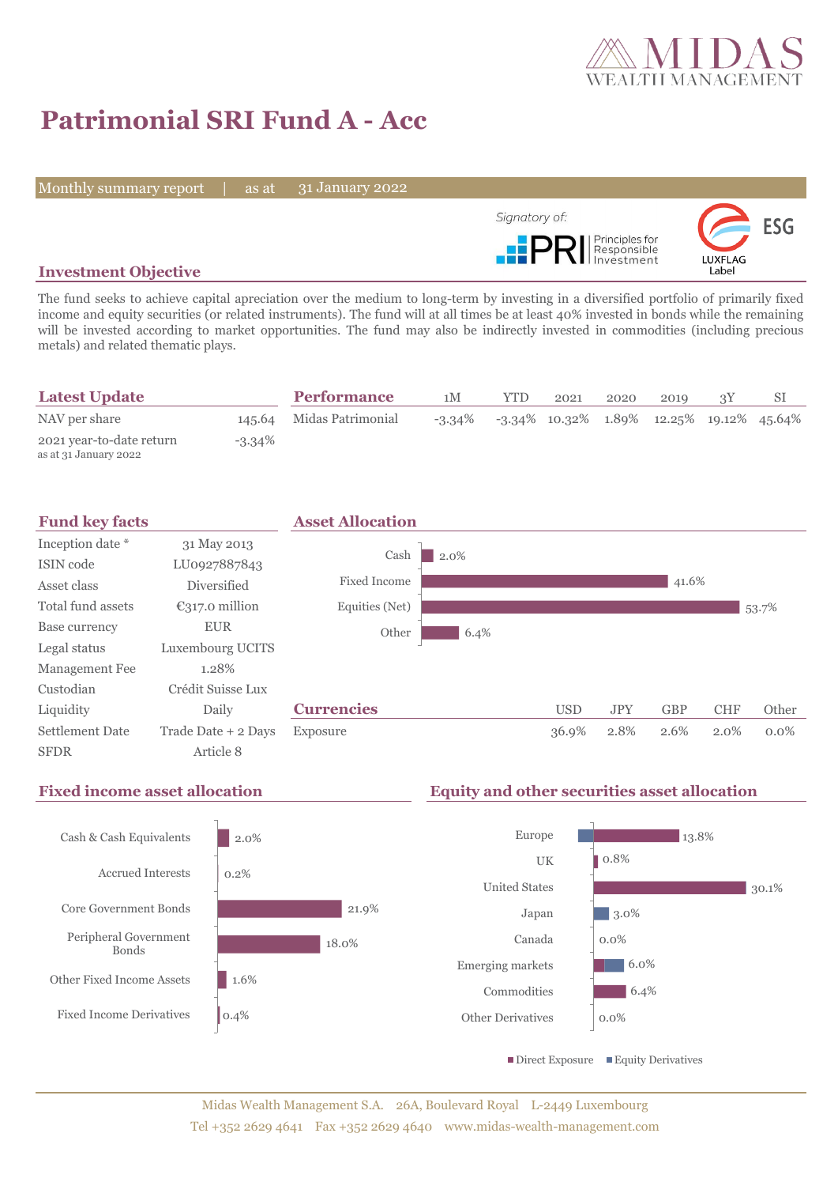# Patrimonial SRI Fund A - Acc

Monthly summary report | as at 31 January 2022

Signatory of: PRI Principles for Responsible Investment

ESG LUXFLAG Label

## Investment Objective

The fund seeks to achieve capital apreciation over the medium to long-term by investing in a diversified portfolio of primarily fixed income and equity securities (or related instruments). The fund will at all times be at least 40% invested in bonds while the remaining will be invested according to market opportunities. The fund may also be indirectly invested in commodities (including precious metals) and related thematic plays.

## Latest Update

| | |
|---|---|
| NAV per share | 145.64 |
| 2021 year-to-date return<br>as at 31 January 2022 | -3.34% |

## Performance

| | 1M | YTD | 2021 | 2020 | 2019 | 3Y | SI |
|---|---|---|---|---|---|---|---|
| Midas Patrimonial | -3.34% | -3.34% | 10.32% | 1.89% | 12.25% | 19.12% | 45.64% |

## Fund key facts

| | |
|---|---|
| Inception date * | 31 May 2013 |
| ISIN code | LU0927887843 |
| Asset class | Diversified |
| Total fund assets | €317.0 million |
| Base currency | EUR |
| Legal status | Luxembourg UCITS |
| Management Fee | 1.28% |
| Custodian | Crédit Suisse Lux |
| Liquidity | Daily |
| Settlement Date | Trade Date + 2 Days |
| SFDR | Article 8 |

## Asset Allocation

Cash 2.0%
Fixed Income 41.6%
Equities (Net) 53.7%
Other 6.4%

## Currencies

| | USD | JPY | GBP | CHF | Other |
|---|---|---|---|---|---|
| Exposure | 36.9% | 2.8% | 2.6% | 2.0% | 0.0% |

## Fixed income asset allocation

Cash & Cash Equivalents 2.0%
Accrued Interests 0.2%
Core Government Bonds 21.9%
Peripheral Government Bonds 18.0%
Other Fixed Income Assets 1.6%
Fixed Income Derivatives 0.4%

## Equity and other securities asset allocation

Europe 13.8%
UK 0.8%
United States 30.1%
Japan 3.0%
Canada 0.0%
Emerging markets 6.0%
Commodities 6.4%
Other Derivatives 0.0%

Direct Exposure  Equity Derivatives

Midas Wealth Management S.A. 26A, Boulevard Royal L-2449 Luxembourg
Tel +352 2629 4641 Fax +352 2629 4640 www.midas-wealth-management.com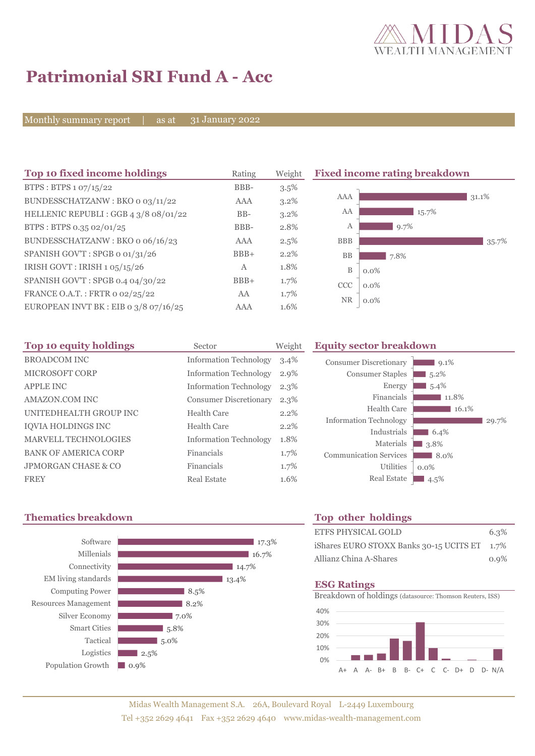# Patrimonial SRI Fund A - Acc

Monthly summary report | as at 31 January 2022

## Top 10 fixed income holdings

| Top 10 fixed income holdings | Rating | Weight |
|---|---|---|
| BTPS : BTPS 1 07/15/22 | BBB- | 3.5% |
| BUNDESSCHATZANW : BKO 0 03/11/22 | AAA | 3.2% |
| HELLENIC REPUBLI : GGB 4 3/8 08/01/22 | BB- | 3.2% |
| BTPS : BTPS 0.35 02/01/25 | BBB- | 2.8% |
| BUNDESSCHATZANW : BKO 0 06/16/23 | AAA | 2.5% |
| SPANISH GOV'T : SPGB 0 01/31/26 | BBB+ | 2.2% |
| IRISH GOVT : IRISH 1 05/15/26 | A | 1.8% |
| SPANISH GOV'T : SPGB 0.4 04/30/22 | BBB+ | 1.7% |
| FRANCE O.A.T. : FRTR 0 02/25/22 | AA | 1.7% |
| EUROPEAN INVT BK : EIB 0 3/8 07/16/25 | AAA | 1.6% |

## Fixed income rating breakdown

AAA 31.1%
AA 15.7%
A 9.7%
BBB 35.7%
BB 7.8%
B 0.0%
CCC 0.0%
NR 0.0%

## Top 10 equity holdings

| Top 10 equity holdings | Sector | Weight |
|---|---|---|
| BROADCOM INC | Information Technology | 3.4% |
| MICROSOFT CORP | Information Technology | 2.9% |
| APPLE INC | Information Technology | 2.3% |
| AMAZON.COM INC | Consumer Discretionary | 2.3% |
| UNITEDHEALTH GROUP INC | Health Care | 2.2% |
| IQVIA HOLDINGS INC | Health Care | 2.2% |
| MARVELL TECHNOLOGIES | Information Technology | 1.8% |
| BANK OF AMERICA CORP | Financials | 1.7% |
| JPMORGAN CHASE & CO | Financials | 1.7% |
| FREY | Real Estate | 1.6% |

## Equity sector breakdown

Consumer Discretionary 9.1%
Consumer Staples 5.2%
Energy 5.4%
Financials 11.8%
Health Care 16.1%
Information Technology 29.7%
Industrials 6.4%
Materials 3.8%
Communication Services 8.0%
Utilities 0.0%
Real Estate 4.5%

## Thematics breakdown

Software 17.3%
Millenials 16.7%
Connectivity 14.7%
EM living standards 13.4%
Computing Power 8.5%
Resources Management 8.2%
Silver Economy 7.0%
Smart Cities 5.8%
Tactical 5.0%
Logistics 2.5%
Population Growth 0.9%

## Top other holdings

| Top other holdings | |
|---|---|
| ETFS PHYSICAL GOLD | 6.3% |
| iShares EURO STOXX Banks 30-15 UCITS ET | 1.7% |
| Allianz China A-Shares | 0.9% |

## ESG Ratings

Breakdown of holdings (datasource: Thomson Reuters, ISS)

40%
30%
20%
10%
0%

A+ A A- B+ B B- C+ C C- D+ D D- N/A

Midas Wealth Management S.A. 26A, Boulevard Royal L-2449 Luxembourg
Tel +352 2629 4641 Fax +352 2629 4640 www.midas-wealth-management.com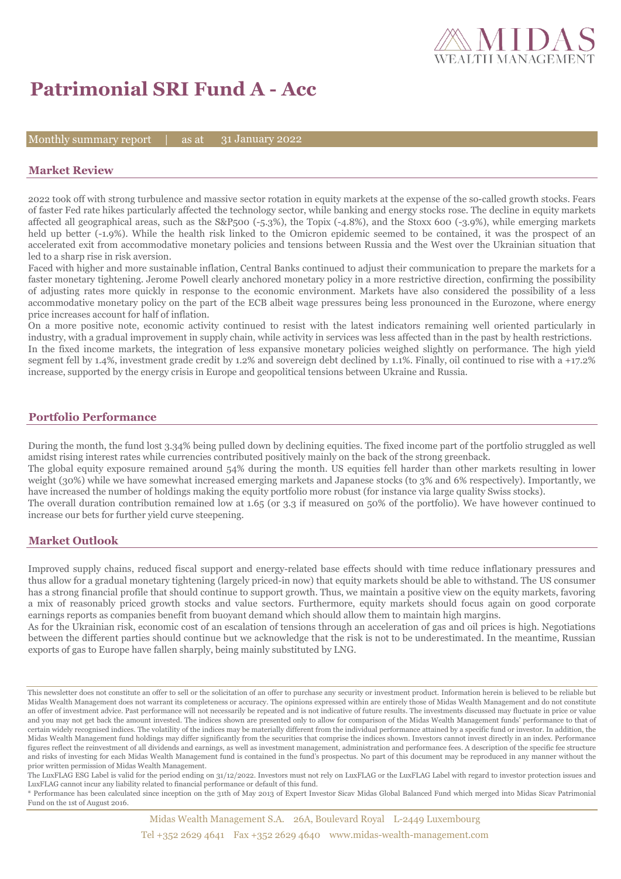# Patrimonial SRI Fund A - Acc

Monthly summary report | as at 31 January 2022

## Market Review

2022 took off with strong turbulence and massive sector rotation in equity markets at the expense of the so-called growth stocks. Fears of faster Fed rate hikes particularly affected the technology sector, while banking and energy stocks rose. The decline in equity markets affected all geographical areas, such as the S&P500 (-5.3%), the Topix (-4.8%), and the Stoxx 600 (-3.9%), while emerging markets held up better (-1.9%). While the health risk linked to the Omicron epidemic seemed to be contained, it was the prospect of an accelerated exit from accommodative monetary policies and tensions between Russia and the West over the Ukrainian situation that led to a sharp rise in risk aversion.

Faced with higher and more sustainable inflation, Central Banks continued to adjust their communication to prepare the markets for a faster monetary tightening. Jerome Powell clearly anchored monetary policy in a more restrictive direction, confirming the possibility of adjusting rates more quickly in response to the economic environment. Markets have also considered the possibility of a less accommodative monetary policy on the part of the ECB albeit wage pressures being less pronounced in the Eurozone, where energy price increases account for half of inflation.

On a more positive note, economic activity continued to resist with the latest indicators remaining well oriented particularly in industry, with a gradual improvement in supply chain, while activity in services was less affected than in the past by health restrictions.

In the fixed income markets, the integration of less expansive monetary policies weighed slightly on performance. The high yield segment fell by 1.4%, investment grade credit by 1.2% and sovereign debt declined by 1.1%. Finally, oil continued to rise with a +17.2% increase, supported by the energy crisis in Europe and geopolitical tensions between Ukraine and Russia.

## Portfolio Performance

During the month, the fund lost 3.34% being pulled down by declining equities. The fixed income part of the portfolio struggled as well amidst rising interest rates while currencies contributed positively mainly on the back of the strong greenback.

The global equity exposure remained around 54% during the month. US equities fell harder than other markets resulting in lower weight (30%) while we have somewhat increased emerging markets and Japanese stocks (to 3% and 6% respectively). Importantly, we have increased the number of holdings making the equity portfolio more robust (for instance via large quality Swiss stocks).

The overall duration contribution remained low at 1.65 (or 3.3 if measured on 50% of the portfolio). We have however continued to increase our bets for further yield curve steepening.

## Market Outlook

Improved supply chains, reduced fiscal support and energy-related base effects should with time reduce inflationary pressures and thus allow for a gradual monetary tightening (largely priced-in now) that equity markets should be able to withstand. The US consumer has a strong financial profile that should continue to support growth. Thus, we maintain a positive view on the equity markets, favoring a mix of reasonably priced growth stocks and value sectors. Furthermore, equity markets should focus again on good corporate earnings reports as companies benefit from buoyant demand which should allow them to maintain high margins.

As for the Ukrainian risk, economic cost of an escalation of tensions through an acceleration of gas and oil prices is high. Negotiations between the different parties should continue but we acknowledge that the risk is not to be underestimated. In the meantime, Russian exports of gas to Europe have fallen sharply, being mainly substituted by LNG.

This newsletter does not constitute an offer to sell or the solicitation of an offer to purchase any security or investment product. Information herein is believed to be reliable but Midas Wealth Management does not warrant its completeness or accuracy. The opinions expressed within are entirely those of Midas Wealth Management and do not constitute an offer of investment advice. Past performance will not necessarily be repeated and is not indicative of future results. The investments discussed may fluctuate in price or value and you may not get back the amount invested. The indices shown are presented only to allow for comparison of the Midas Wealth Management funds' performance to that of certain widely recognised indices. The volatility of the indices may be materially different from the individual performance attained by a specific fund or investor. In addition, the Midas Wealth Management fund holdings may differ significantly from the securities that comprise the indices shown. Investors cannot invest directly in an index. Performance figures reflect the reinvestment of all dividends and earnings, as well as investment management, administration and performance fees. A description of the specific fee structure and risks of investing for each Midas Wealth Management fund is contained in the fund's prospectus. No part of this document may be reproduced in any manner without the prior written permission of Midas Wealth Management.

The LuxFLAG ESG Label is valid for the period ending on 31/12/2022. Investors must not rely on LuxFLAG or the LuxFLAG Label with regard to investor protection issues and LuxFLAG cannot incur any liability related to financial performance or default of this fund.

* Performance has been calculated since inception on the 31th of May 2013 of Expert Investor Sicav Midas Global Balanced Fund which merged into Midas Sicav Patrimonial Fund on the 1st of August 2016.

Midas Wealth Management S.A. 26A, Boulevard Royal L-2449 Luxembourg

Tel +352 2629 4641 Fax +352 2629 4640 www.midas-wealth-management.com